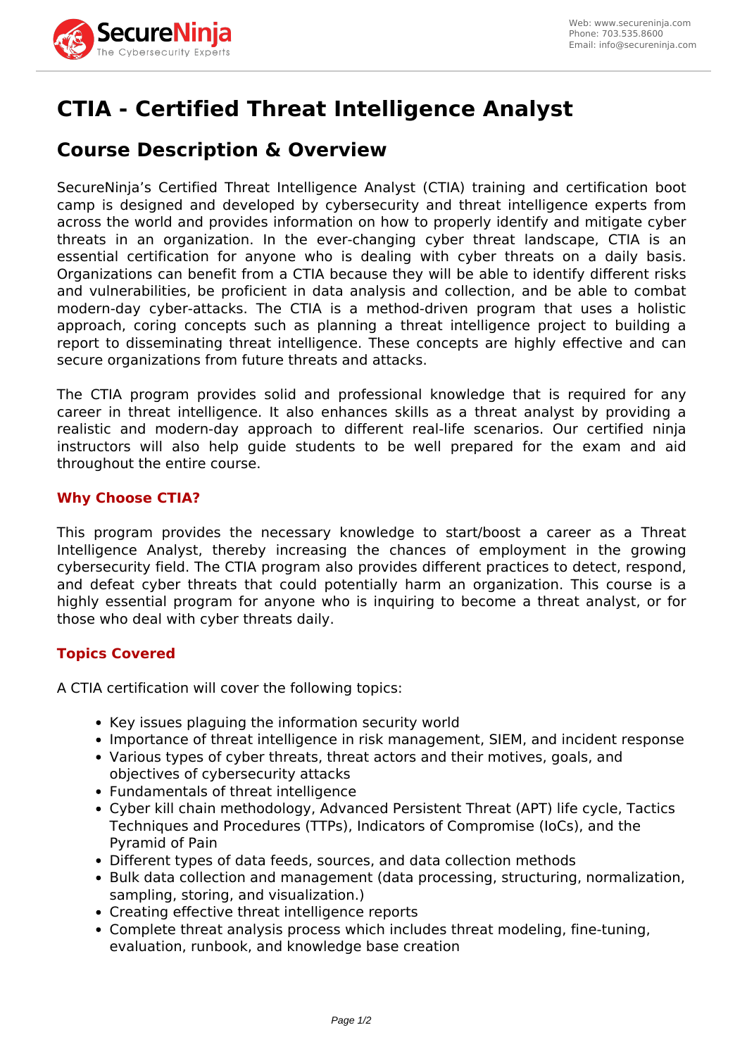# CTIA - Certified Threat Intelligence Analyst

## Course Description & Overview

SecureNinja's Certified Threat Intelligence Analyst (CTIA) training and certification boot camp is designed and developed by cybersecurity and threat intelligence experts from across the world and provides information on how to properly identify and mitigate cyber threats in an organization. In the ever-changing cyber threat landscape, CTIA is an essential certification for anyone who is dealing with cyber threats on a daily basis. Organizations can benefit from a CTIA because they will be able to identify different risks and vulnerabilities, be proficient in data analysis and collection, and be able to combat modern-day cyber-attacks. The CTIA is a method-driven program that uses a holistic approach, coring concepts such as planning a threat intelligence project to building a report to disseminating threat intelligence. These concepts are highly effective and can secure organizations from future threats and attacks.

The CTIA program provides solid and professional knowledge that is required for any career in threat intelligence. It also enhances skills as a threat analyst by providing a realistic and modern-day approach to different real-life scenarios. Our certified ninja instructors will also help guide students to be well prepared for the exam and aid throughout the entire course.

### Why Choose CTIA?

This program provides the necessary knowledge to start/boost a career as a Threat Intelligence Analyst, thereby increasing the chances of employment in the growing cybersecurity field. The CTIA program also provides different practices to detect, respond, and defeat cyber threats that could potentially harm an organization. This course is a highly essential program for anyone who is inquiring to become a threat analyst, or for those who deal with cyber threats daily.

### Topics Covered

A CTIA certification will cover the following topics:

- Key issues plaguing the information security world
- Importance of threat intelligence in risk management, SIEM, and incident response
- Various types of cyber threats, threat actors and their motives, goals, and objectives of cybersecurity attacks
- Fundamentals of threat intelligence
- Cyber kill chain methodology, Advanced Persistent Threat (APT) life cycle, Tactics Techniques and Procedures (TTPs), Indicators of Compromise (IoCs), and the Pyramid of Pain
- Different types of data feeds, sources, and data collection methods
- Bulk data collection and management (data processing, structuring, normalization, sampling, storing, and visualization.)
- Creating effective threat intelligence reports
- Complete threat analysis process which includes threat modeling, fine-tuning, evaluation, runbook, and knowledge base creation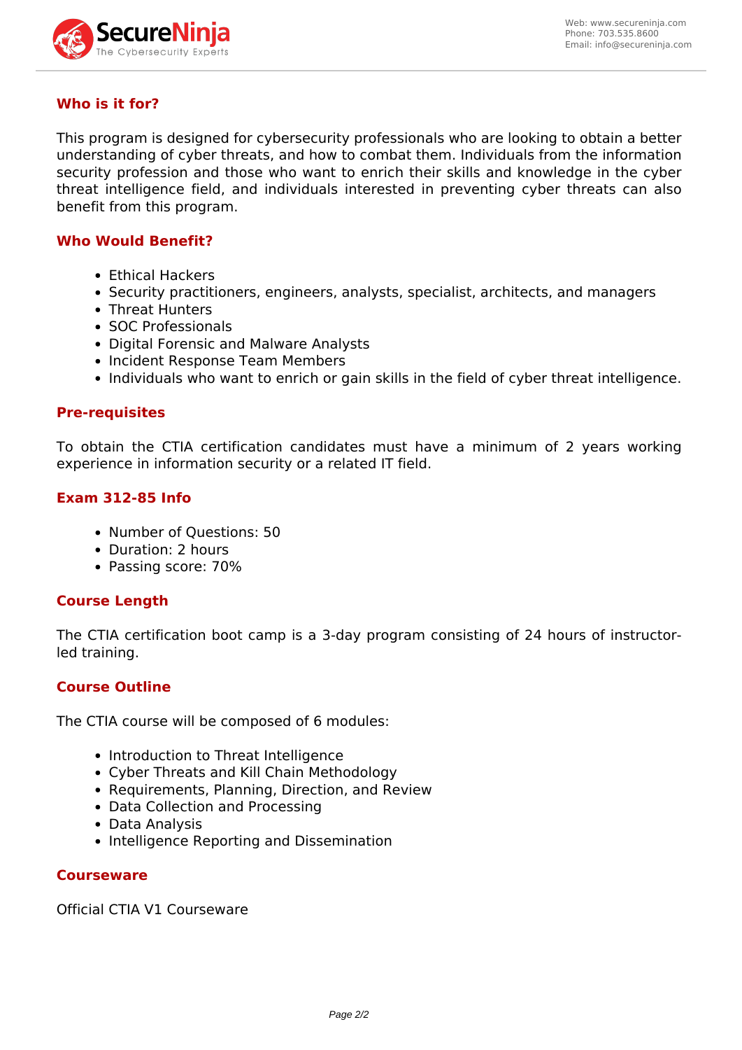## Who is it for?

This program is designed for cybersecurity professionals who are looking to obtain a better understanding of cyber threats, and how to combat them. Individuals from the information security profession and those who want to enrich their skills and knowledge in the cyber threat intelligence field, and individuals interested in preventing cyber threats can also benefit from this program.

## Who Would Benefit?

- Ethical Hackers
- Security practitioners, engineers, analysts, specialist, architects, and managers
- Threat Hunters
- SOC Professionals
- Digital Forensic and Malware Analysts
- Incident Response Team Members
- Individuals who want to enrich or gain skills in the field of cyber threat intelligence.

## Pre-requisites

To obtain the CTIA certification candidates must have a minimum of 2 years working experience in information security or a related IT field.

## Exam 312-85 Info

- Number of Questions: 50
- Duration: 2 hours
- Passing score: 70%

## Course Length

The CTIA certification boot camp is a 3-day program consisting of 24 hours of instructor-led training.

## Course Outline

The CTIA course will be composed of 6 modules:

- Introduction to Threat Intelligence
- Cyber Threats and Kill Chain Methodology
- Requirements, Planning, Direction, and Review
- Data Collection and Processing
- Data Analysis
- Intelligence Reporting and Dissemination

## Courseware

Official CTIA V1 Courseware